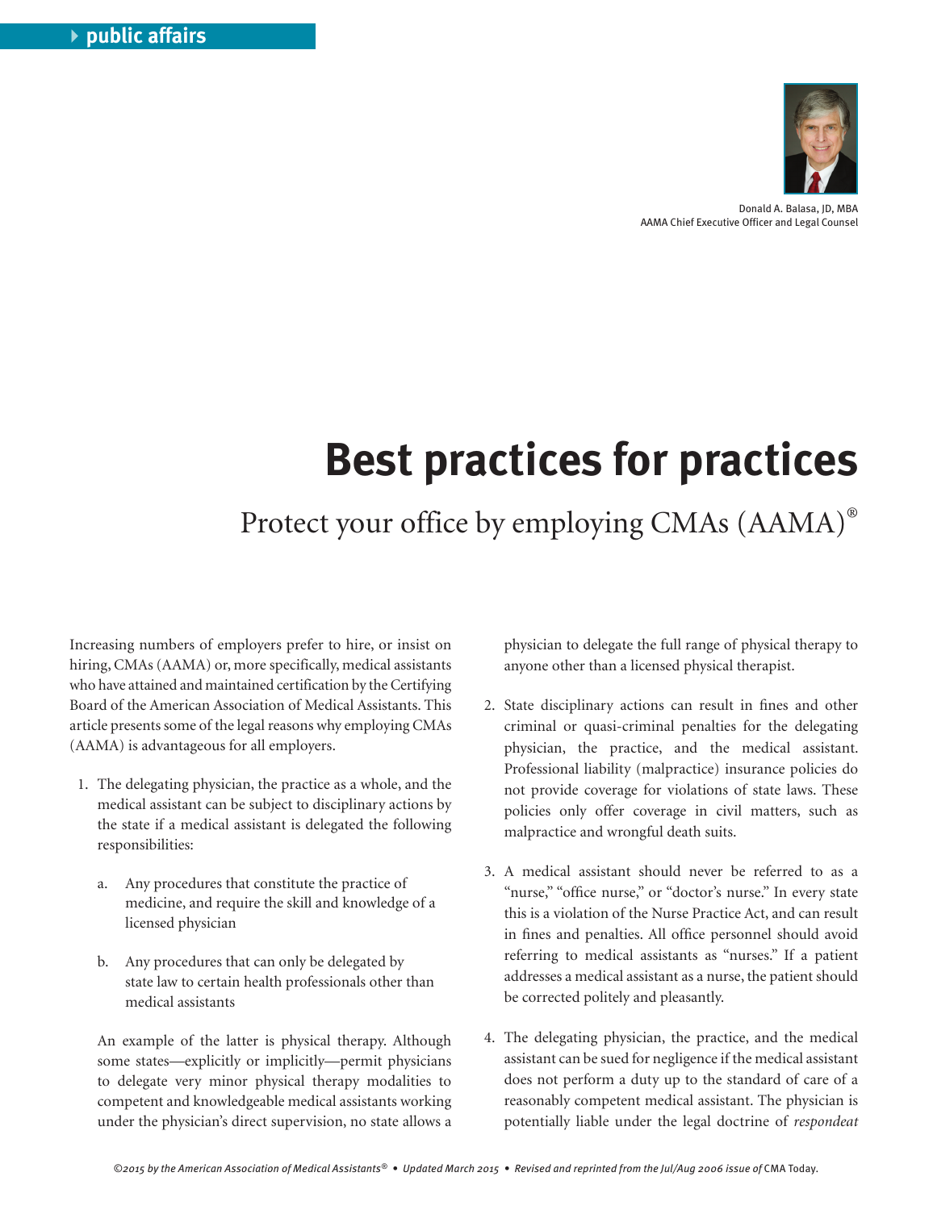public affairs

Donald A. Balasa, JD, MBA
AAMA Chief Executive Officer and Legal Counsel

# Best practices for practices

## Protect your office by employing CMAs (AAMA)®

Increasing numbers of employers prefer to hire, or insist on hiring, CMAs (AAMA) or, more specifically, medical assistants who have attained and maintained certification by the Certifying Board of the American Association of Medical Assistants. This article presents some of the legal reasons why employing CMAs (AAMA) is advantageous for all employers.

1. The delegating physician, the practice as a whole, and the medical assistant can be subject to disciplinary actions by the state if a medical assistant is delegated the following responsibilities:

   a. Any procedures that constitute the practice of medicine, and require the skill and knowledge of a licensed physician

   b. Any procedures that can only be delegated by state law to certain health professionals other than medical assistants

   An example of the latter is physical therapy. Although some states—explicitly or implicitly—permit physicians to delegate very minor physical therapy modalities to competent and knowledgeable medical assistants working under the physician's direct supervision, no state allows a physician to delegate the full range of physical therapy to anyone other than a licensed physical therapist.

2. State disciplinary actions can result in fines and other criminal or quasi-criminal penalties for the delegating physician, the practice, and the medical assistant. Professional liability (malpractice) insurance policies do not provide coverage for violations of state laws. These policies only offer coverage in civil matters, such as malpractice and wrongful death suits.

3. A medical assistant should never be referred to as a "nurse," "office nurse," or "doctor's nurse." In every state this is a violation of the Nurse Practice Act, and can result in fines and penalties. All office personnel should avoid referring to medical assistants as "nurses." If a patient addresses a medical assistant as a nurse, the patient should be corrected politely and pleasantly.

4. The delegating physician, the practice, and the medical assistant can be sued for negligence if the medical assistant does not perform a duty up to the standard of care of a reasonably competent medical assistant. The physician is potentially liable under the legal doctrine of *respondeat*

©2015 by the American Association of Medical Assistants® • Updated March 2015 • Revised and reprinted from the Jul/Aug 2006 issue of CMA Today.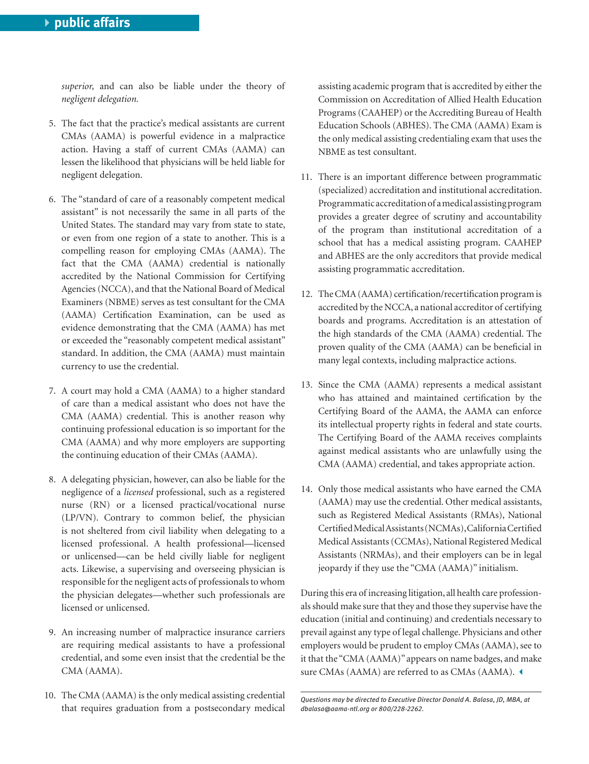*superior,* and can also be liable under the theory of *negligent delegation.*

5. The fact that the practice's medical assistants are current CMAs (AAMA) is powerful evidence in a malpractice action. Having a staff of current CMAs (AAMA) can lessen the likelihood that physicians will be held liable for negligent delegation.

6. The "standard of care of a reasonably competent medical assistant" is not necessarily the same in all parts of the United States. The standard may vary from state to state, or even from one region of a state to another. This is a compelling reason for employing CMAs (AAMA). The fact that the CMA (AAMA) credential is nationally accredited by the National Commission for Certifying Agencies (NCCA), and that the National Board of Medical Examiners (NBME) serves as test consultant for the CMA (AAMA) Certification Examination, can be used as evidence demonstrating that the CMA (AAMA) has met or exceeded the "reasonably competent medical assistant" standard. In addition, the CMA (AAMA) must maintain currency to use the credential.

7. A court may hold a CMA (AAMA) to a higher standard of care than a medical assistant who does not have the CMA (AAMA) credential. This is another reason why continuing professional education is so important for the CMA (AAMA) and why more employers are supporting the continuing education of their CMAs (AAMA).

8. A delegating physician, however, can also be liable for the negligence of a *licensed* professional, such as a registered nurse (RN) or a licensed practical/vocational nurse (LP/VN). Contrary to common belief, the physician is not sheltered from civil liability when delegating to a licensed professional. A health professional—licensed or unlicensed—can be held civilly liable for negligent acts. Likewise, a supervising and overseeing physician is responsible for the negligent acts of professionals to whom the physician delegates—whether such professionals are licensed or unlicensed.

9. An increasing number of malpractice insurance carriers are requiring medical assistants to have a professional credential, and some even insist that the credential be the CMA (AAMA).

10. The CMA (AAMA) is the only medical assisting credential that requires graduation from a postsecondary medical assisting academic program that is accredited by either the Commission on Accreditation of Allied Health Education Programs (CAAHEP) or the Accrediting Bureau of Health Education Schools (ABHES). The CMA (AAMA) Exam is the only medical assisting credentialing exam that uses the NBME as test consultant.

11. There is an important difference between programmatic (specialized) accreditation and institutional accreditation. Programmatic accreditation of a medical assisting program provides a greater degree of scrutiny and accountability of the program than institutional accreditation of a school that has a medical assisting program. CAAHEP and ABHES are the only accreditors that provide medical assisting programmatic accreditation.

12. The CMA (AAMA) certification/recertification program is accredited by the NCCA, a national accreditor of certifying boards and programs. Accreditation is an attestation of the high standards of the CMA (AAMA) credential. The proven quality of the CMA (AAMA) can be beneficial in many legal contexts, including malpractice actions.

13. Since the CMA (AAMA) represents a medical assistant who has attained and maintained certification by the Certifying Board of the AAMA, the AAMA can enforce its intellectual property rights in federal and state courts. The Certifying Board of the AAMA receives complaints against medical assistants who are unlawfully using the CMA (AAMA) credential, and takes appropriate action.

14. Only those medical assistants who have earned the CMA (AAMA) may use the credential. Other medical assistants, such as Registered Medical Assistants (RMAs), National Certified Medical Assistants (NCMAs), California Certified Medical Assistants (CCMAs), National Registered Medical Assistants (NRMAs), and their employers can be in legal jeopardy if they use the "CMA (AAMA)" initialism.

During this era of increasing litigation, all health care professionals should make sure that they and those they supervise have the education (initial and continuing) and credentials necessary to prevail against any type of legal challenge. Physicians and other employers would be prudent to employ CMAs (AAMA), see to it that the "CMA (AAMA)" appears on name badges, and make sure CMAs (AAMA) are referred to as CMAs (AAMA).

*Questions may be directed to Executive Director Donald A. Balasa, JD, MBA, at dbalasa@aama-ntl.org or 800/228-2262.*